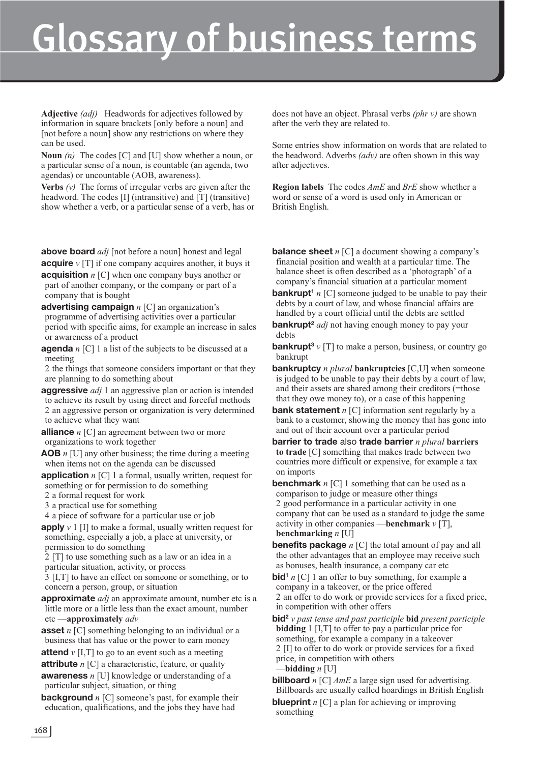# Glossary of business terms

**Adjective** *(adj)* Headwords for adjectives followed by information in square brackets [only before a noun] and [not before a noun] show any restrictions on where they can be used.

**Noun** *(n)* The codes [C] and [U] show whether a noun, or a particular sense of a noun, is countable (an agenda, two agendas) or uncountable (AOB, awareness).

**Verbs** *(v)* The forms of irregular verbs are given after the headword. The codes [I] (intransitive) and [T] (transitive) show whether a verb, or a particular sense of a verb, has or does not have an object. Phrasal verbs *(phr v)* are shown after the verb they are related to.

Some entries show information on words that are related to the headword. Adverbs *(adv)* are often shown in this way after adjectives.

**Region labels** The codes *AmE* and *BrE* show whether a word or sense of a word is used only in American or British English.

**above board** *adj* [not before a noun] honest and legal

**acquire** *v* [T] if one company acquires another, it buys it

**acquisition** *n* [C] when one company buys another or part of another company, or the company or part of a company that is bought

**advertising campaign** *n* [C] an organization's programme of advertising activities over a particular period with specific aims, for example an increase in sales or awareness of a product

**agenda** *n* [C] 1 a list of the subjects to be discussed at a meeting
2 the things that someone considers important or that they are planning to do something about

**aggressive** *adj* 1 an aggressive plan or action is intended to achieve its result by using direct and forceful methods
2 an aggressive person or organization is very determined to achieve what they want

**alliance** *n* [C] an agreement between two or more organizations to work together

**AOB** *n* [U] any other business; the time during a meeting when items not on the agenda can be discussed

**application** *n* [C] 1 a formal, usually written, request for something or for permission to do something
2 a formal request for work
3 a practical use for something
4 a piece of software for a particular use or job

**apply** *v* 1 [I] to make a formal, usually written request for something, especially a job, a place at university, or permission to do something
2 [T] to use something such as a law or an idea in a particular situation, activity, or process
3 [I,T] to have an effect on someone or something, or to concern a person, group, or situation

**approximate** *adj* an approximate amount, number etc is a little more or a little less than the exact amount, number etc —**approximately** *adv*

**asset** *n* [C] something belonging to an individual or a business that has value or the power to earn money

**attend** *v* [I,T] to go to an event such as a meeting

**attribute** *n* [C] a characteristic, feature, or quality

**awareness** *n* [U] knowledge or understanding of a particular subject, situation, or thing

**background** *n* [C] someone's past, for example their education, qualifications, and the jobs they have had

**balance sheet** *n* [C] a document showing a company's financial position and wealth at a particular time. The balance sheet is often described as a 'photograph' of a company's financial situation at a particular moment

**bankrupt**[1] *n* [C] someone judged to be unable to pay their debts by a court of law, and whose financial affairs are handled by a court official until the debts are settled

**bankrupt**[2] *adj* not having enough money to pay your debts

**bankrupt**[3] *v* [T] to make a person, business, or country go bankrupt

**bankruptcy** *n plural* **bankruptcies** [C,U] when someone is judged to be unable to pay their debts by a court of law, and their assets are shared among their creditors (=those that they owe money to), or a case of this happening

**bank statement** *n* [C] information sent regularly by a bank to a customer, showing the money that has gone into and out of their account over a particular period

**barrier to trade** also **trade barrier** *n plural* **barriers to trade** [C] something that makes trade between two countries more difficult or expensive, for example a tax on imports

**benchmark** *n* [C] 1 something that can be used as a comparison to judge or measure other things
2 good performance in a particular activity in one company that can be used as a standard to judge the same activity in other companies —**benchmark** *v* [T], **benchmarking** *n* [U]

**benefits package** *n* [C] the total amount of pay and all the other advantages that an employee may receive such as bonuses, health insurance, a company car etc

**bid**[1] *n* [C] 1 an offer to buy something, for example a company in a takeover, or the price offered
2 an offer to do work or provide services for a fixed price, in competition with other offers

**bid**[2] *v past tense and past participle* **bid** *present participle* **bidding** 1 [I,T] to offer to pay a particular price for something, for example a company in a takeover
2 [I] to offer to do work or provide services for a fixed price, in competition with others
—**bidding** *n* [U]

**billboard** *n* [C] *AmE* a large sign used for advertising. Billboards are usually called hoardings in British English

**blueprint** *n* [C] a plan for achieving or improving something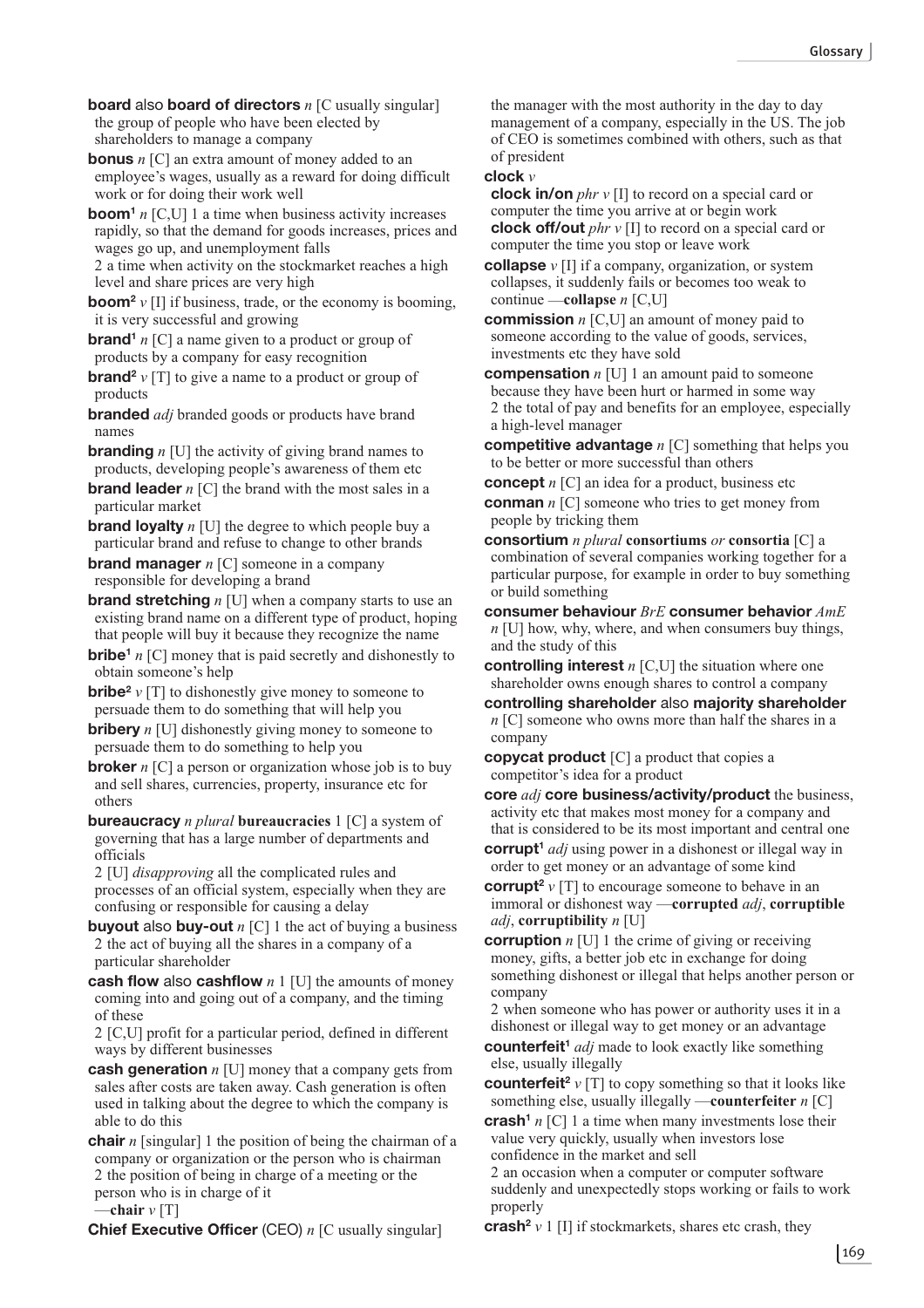**board** also **board of directors** *n* [C usually singular] the group of people who have been elected by shareholders to manage a company

**bonus** *n* [C] an extra amount of money added to an employee's wages, usually as a reward for doing difficult work or for doing their work well

**boom**[1] *n* [C,U] 1 a time when business activity increases rapidly, so that the demand for goods increases, prices and wages go up, and unemployment falls
2 a time when activity on the stockmarket reaches a high level and share prices are very high

**boom**[2] *v* [I] if business, trade, or the economy is booming, it is very successful and growing

**brand**[1] *n* [C] a name given to a product or group of products by a company for easy recognition

**brand**[2] *v* [T] to give a name to a product or group of products

**branded** *adj* branded goods or products have brand names

**branding** *n* [U] the activity of giving brand names to products, developing people's awareness of them etc

**brand leader** *n* [C] the brand with the most sales in a particular market

**brand loyalty** *n* [U] the degree to which people buy a particular brand and refuse to change to other brands

**brand manager** *n* [C] someone in a company responsible for developing a brand

**brand stretching** *n* [U] when a company starts to use an existing brand name on a different type of product, hoping that people will buy it because they recognize the name

**bribe**[1] *n* [C] money that is paid secretly and dishonestly to obtain someone's help

**bribe**[2] *v* [T] to dishonestly give money to someone to persuade them to do something that will help you

**bribery** *n* [U] dishonestly giving money to someone to persuade them to do something to help you

**broker** *n* [C] a person or organization whose job is to buy and sell shares, currencies, property, insurance etc for others

**bureaucracy** *n plural* **bureaucracies** 1 [C] a system of governing that has a large number of departments and officials
2 [U] *disapproving* all the complicated rules and processes of an official system, especially when they are confusing or responsible for causing a delay

**buyout** also **buy-out** *n* [C] 1 the act of buying a business
2 the act of buying all the shares in a company of a particular shareholder

**cash flow** also **cashflow** *n* 1 [U] the amounts of money coming into and going out of a company, and the timing of these
2 [C,U] profit for a particular period, defined in different ways by different businesses

**cash generation** *n* [U] money that a company gets from sales after costs are taken away. Cash generation is often used in talking about the degree to which the company is able to do this

**chair** *n* [singular] 1 the position of being the chairman of a company or organization or the person who is chairman
2 the position of being in charge of a meeting or the person who is in charge of it
—**chair** *v* [T]

**Chief Executive Officer** (CEO) *n* [C usually singular] the manager with the most authority in the day to day management of a company, especially in the US. The job of CEO is sometimes combined with others, such as that of president

**clock** *v*
**clock in/on** *phr v* [I] to record on a special card or computer the time you arrive at or begin work
**clock off/out** *phr v* [I] to record on a special card or computer the time you stop or leave work

**collapse** *v* [I] if a company, organization, or system collapses, it suddenly fails or becomes too weak to continue —**collapse** *n* [C,U]

**commission** *n* [C,U] an amount of money paid to someone according to the value of goods, services, investments etc they have sold

**compensation** *n* [U] 1 an amount paid to someone because they have been hurt or harmed in some way
2 the total of pay and benefits for an employee, especially a high-level manager

**competitive advantage** *n* [C] something that helps you to be better or more successful than others

**concept** *n* [C] an idea for a product, business etc

**conman** *n* [C] someone who tries to get money from people by tricking them

**consortium** *n plural* **consortiums** *or* **consortia** [C] a combination of several companies working together for a particular purpose, for example in order to buy something or build something

**consumer behaviour** *BrE* **consumer behavior** *AmE* *n* [U] how, why, where, and when consumers buy things, and the study of this

**controlling interest** *n* [C,U] the situation where one shareholder owns enough shares to control a company

**controlling shareholder** also **majority shareholder** *n* [C] someone who owns more than half the shares in a company

**copycat product** [C] a product that copies a competitor's idea for a product

**core** *adj* **core business/activity/product** the business, activity etc that makes most money for a company and that is considered to be its most important and central one

**corrupt**[1] *adj* using power in a dishonest or illegal way in order to get money or an advantage of some kind

**corrupt**[2] *v* [T] to encourage someone to behave in an immoral or dishonest way —**corrupted** *adj*, **corruptible** *adj*, **corruptibility** *n* [U]

**corruption** *n* [U] 1 the crime of giving or receiving money, gifts, a better job etc in exchange for doing something dishonest or illegal that helps another person or company
2 when someone who has power or authority uses it in a dishonest or illegal way to get money or an advantage

**counterfeit**[1] *adj* made to look exactly like something else, usually illegally

**counterfeit**[2] *v* [T] to copy something so that it looks like something else, usually illegally —**counterfeiter** *n* [C]

**crash**[1] *n* [C] 1 a time when many investments lose their value very quickly, usually when investors lose confidence in the market and sell
2 an occasion when a computer or computer software suddenly and unexpectedly stops working or fails to work properly

**crash**[2] *v* 1 [I] if stockmarkets, shares etc crash, they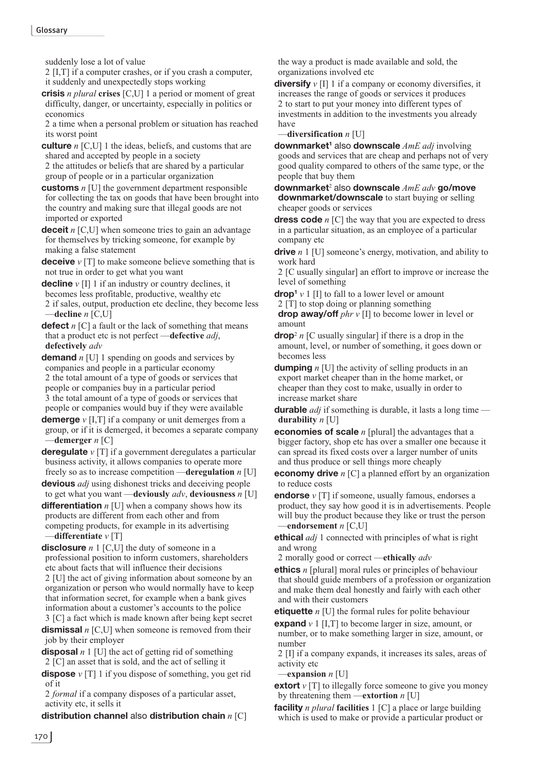suddenly lose a lot of value

2 [I,T] if a computer crashes, or if you crash a computer, it suddenly and unexpectedly stops working

**crisis** *n plural* **crises** [C,U] 1 a period or moment of great difficulty, danger, or uncertainty, especially in politics or economics

2 a time when a personal problem or situation has reached its worst point

**culture** *n* [C,U] 1 the ideas, beliefs, and customs that are shared and accepted by people in a society

2 the attitudes or beliefs that are shared by a particular group of people or in a particular organization

**customs** *n* [U] the government department responsible for collecting the tax on goods that have been brought into the country and making sure that illegal goods are not imported or exported

**deceit** *n* [C,U] when someone tries to gain an advantage for themselves by tricking someone, for example by making a false statement

**deceive** *v* [T] to make someone believe something that is not true in order to get what you want

**decline** *v* [I] 1 if an industry or country declines, it becomes less profitable, productive, wealthy etc

2 if sales, output, production etc decline, they become less —**decline** *n* [C,U]

**defect** *n* [C] a fault or the lack of something that means that a product etc is not perfect —**defective** *adj*, **defectively** *adv*

**demand** *n* [U] 1 spending on goods and services by companies and people in a particular economy

2 the total amount of a type of goods or services that people or companies buy in a particular period

3 the total amount of a type of goods or services that people or companies would buy if they were available

**demerge** *v* [I,T] if a company or unit demerges from a group, or if it is demerged, it becomes a separate company —**demerger** *n* [C]

**deregulate** *v* [T] if a government deregulates a particular business activity, it allows companies to operate more freely so as to increase competition —**deregulation** *n* [U]

**devious** *adj* using dishonest tricks and deceiving people to get what you want —**deviously** *adv*, **deviousness** *n* [U]

**differentiation** *n* [U] when a company shows how its products are different from each other and from competing products, for example in its advertising —**differentiate** *v* [T]

**disclosure** *n* 1 [C,U] the duty of someone in a professional position to inform customers, shareholders etc about facts that will influence their decisions

2 [U] the act of giving information about someone by an organization or person who would normally have to keep that information secret, for example when a bank gives information about a customer's accounts to the police

3 [C] a fact which is made known after being kept secret

**dismissal** *n* [C,U] when someone is removed from their job by their employer

**disposal** *n* 1 [U] the act of getting rid of something

2 [C] an asset that is sold, and the act of selling it

**dispose** *v* [T] 1 if you dispose of something, you get rid of it

2 *formal* if a company disposes of a particular asset, activity etc, it sells it

**distribution channel** also **distribution chain** *n* [C] the way a product is made available and sold, the organizations involved etc

**diversify** *v* [I] 1 if a company or economy diversifies, it increases the range of goods or services it produces

2 to start to put your money into different types of investments in addition to the investments you already have

—**diversification** *n* [U]

**downmarket[1]** also **downscale** *AmE adj* involving goods and services that are cheap and perhaps not of very good quality compared to others of the same type, or the people that buy them

**downmarket[2]** also **downscale** *AmE adv* **go/move downmarket/downscale** to start buying or selling cheaper goods or services

**dress code** *n* [C] the way that you are expected to dress in a particular situation, as an employee of a particular company etc

**drive** *n* 1 [U] someone's energy, motivation, and ability to work hard

2 [C usually singular] an effort to improve or increase the level of something

**drop[1]** *v* 1 [I] to fall to a lower level or amount

2 [T] to stop doing or planning something

**drop away/off** *phr v* [I] to become lower in level or amount

**drop[2]** *n* [C usually singular] if there is a drop in the amount, level, or number of something, it goes down or becomes less

**dumping** *n* [U] the activity of selling products in an export market cheaper than in the home market, or cheaper than they cost to make, usually in order to increase market share

**durable** *adj* if something is durable, it lasts a long time — **durability** *n* [U]

**economies of scale** *n* [plural] the advantages that a bigger factory, shop etc has over a smaller one because it can spread its fixed costs over a larger number of units and thus produce or sell things more cheaply

**economy drive** *n* [C] a planned effort by an organization to reduce costs

**endorse** *v* [T] if someone, usually famous, endorses a product, they say how good it is in advertisements. People will buy the product because they like or trust the person —**endorsement** *n* [C,U]

**ethical** *adj* 1 connected with principles of what is right and wrong

2 morally good or correct —**ethically** *adv*

**ethics** *n* [plural] moral rules or principles of behaviour that should guide members of a profession or organization and make them deal honestly and fairly with each other and with their customers

**etiquette** *n* [U] the formal rules for polite behaviour

**expand** *v* 1 [I,T] to become larger in size, amount, or number, or to make something larger in size, amount, or number

2 [I] if a company expands, it increases its sales, areas of activity etc

—**expansion** *n* [U]

**extort** *v* [T] to illegally force someone to give you money by threatening them —**extortion** *n* [U]

**facility** *n plural* **facilities** 1 [C] a place or large building which is used to make or provide a particular product or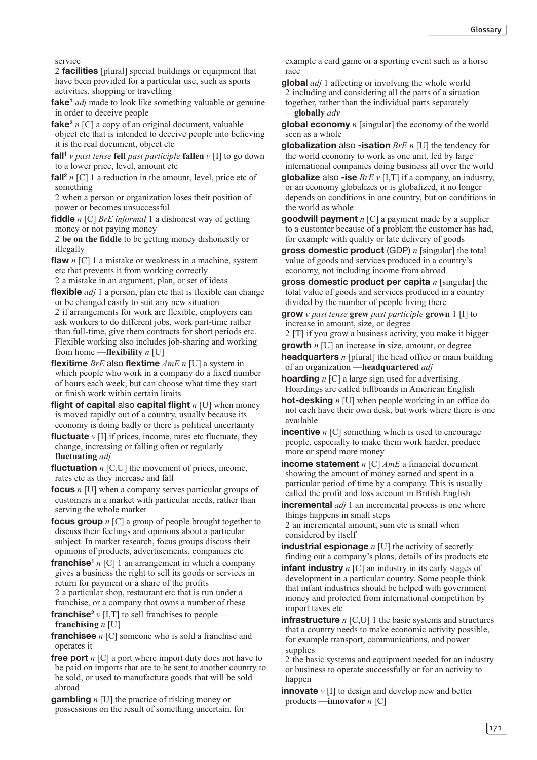service

2 **facilities** [plural] special buildings or equipment that have been provided for a particular use, such as sports activities, shopping or travelling

**fake**[1] *adj* made to look like something valuable or genuine in order to deceive people

**fake**[2] *n* [C] a copy of an original document, valuable object etc that is intended to deceive people into believing it is the real document, object etc

**fall**[1] *v past tense* **fell** *past participle* **fallen** *v* [I] to go down to a lower price, level, amount etc

**fall**[2] *n* [C] 1 a reduction in the amount, level, price etc of something

2 when a person or organization loses their position of power or becomes unsuccessful

**fiddle** *n* [C] *BrE informal* 1 a dishonest way of getting money or not paying money

2 **be on the fiddle** to be getting money dishonestly or illegally

**flaw** *n* [C] 1 a mistake or weakness in a machine, system etc that prevents it from working correctly

2 a mistake in an argument, plan, or set of ideas

**flexible** *adj* 1 a person, plan etc that is flexible can change or be changed easily to suit any new situation

2 if arrangements for work are flexible, employers can ask workers to do different jobs, work part-time rather than full-time, give them contracts for short periods etc. Flexible working also includes job-sharing and working from home —**flexibility** *n* [U]

**flexitime** *BrE* also **flextime** *AmE n* [U] a system in which people who work in a company do a fixed number of hours each week, but can choose what time they start or finish work within certain limits

**flight of capital** also **capital flight** *n* [U] when money is moved rapidly out of a country, usually because its economy is doing badly or there is political uncertainty

**fluctuate** *v* [I] if prices, income, rates etc fluctuate, they change, increasing or falling often or regularly **fluctuating** *adj*

**fluctuation** *n* [C,U] the movement of prices, income, rates etc as they increase and fall

**focus** *n* [U] when a company serves particular groups of customers in a market with particular needs, rather than serving the whole market

**focus group** *n* [C] a group of people brought together to discuss their feelings and opinions about a particular subject. In market research, focus groups discuss their opinions of products, advertisements, companies etc

**franchise**[1] *n* [C] 1 an arrangement in which a company gives a business the right to sell its goods or services in return for payment or a share of the profits

2 a particular shop, restaurant etc that is run under a franchise, or a company that owns a number of these

**franchise**[2] *v* [I,T] to sell franchises to people —**franchising** *n* [U]

**franchisee** *n* [C] someone who is sold a franchise and operates it

**free port** *n* [C] a port where import duty does not have to be paid on imports that are to be sent to another country to be sold, or used to manufacture goods that will be sold abroad

**gambling** *n* [U] the practice of risking money or possessions on the result of something uncertain, for example a card game or a sporting event such as a horse race

**global** *adj* 1 affecting or involving the whole world

2 including and considering all the parts of a situation together, rather than the individual parts separately —**globally** *adv*

**global economy** *n* [singular] the economy of the world seen as a whole

**globalization** also **-isation** *BrE n* [U] the tendency for the world economy to work as one unit, led by large international companies doing business all over the world

**globalize** also **-ise** *BrE v* [I,T] if a company, an industry, or an economy globalizes or is globalized, it no longer depends on conditions in one country, but on conditions in the world as whole

**goodwill payment** *n* [C] a payment made by a supplier to a customer because of a problem the customer has had, for example with quality or late delivery of goods

**gross domestic product** (GDP) *n* [singular] the total value of goods and services produced in a country's economy, not including income from abroad

**gross domestic product per capita** *n* [singular] the total value of goods and services produced in a country divided by the number of people living there

**grow** *v past tense* **grew** *past participle* **grown** 1 [I] to increase in amount, size, or degree

2 [T] if you grow a business activity, you make it bigger

**growth** *n* [U] an increase in size, amount, or degree

**headquarters** *n* [plural] the head office or main building of an organization —**headquartered** *adj*

**hoarding** *n* [C] a large sign used for advertising. Hoardings are called billboards in American English

**hot-desking** *n* [U] when people working in an office do not each have their own desk, but work where there is one available

**incentive** *n* [C] something which is used to encourage people, especially to make them work harder, produce more or spend more money

**income statement** *n* [C] *AmE* a financial document showing the amount of money earned and spent in a particular period of time by a company. This is usually called the profit and loss account in British English

**incremental** *adj* 1 an incremental process is one where things happens in small steps

2 an incremental amount, sum etc is small when considered by itself

**industrial espionage** *n* [U] the activity of secretly finding out a company's plans, details of its products etc

**infant industry** *n* [C] an industry in its early stages of development in a particular country. Some people think that infant industries should be helped with government money and protected from international competition by import taxes etc

**infrastructure** *n* [C,U] 1 the basic systems and structures that a country needs to make economic activity possible, for example transport, communications, and power supplies

2 the basic systems and equipment needed for an industry or business to operate successfully or for an activity to happen

**innovate** *v* [I] to design and develop new and better products —**innovator** *n* [C]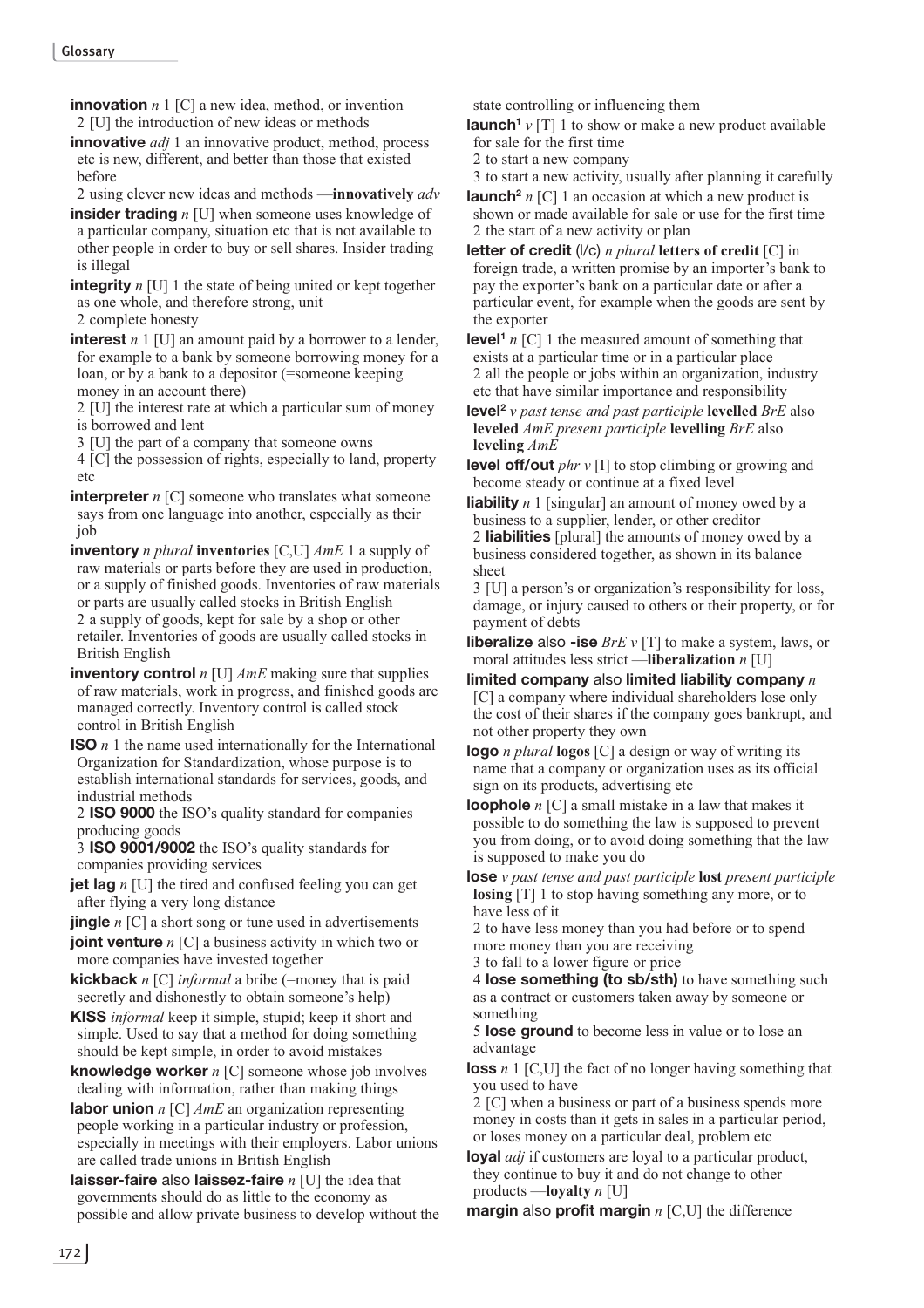**innovation** *n* 1 [C] a new idea, method, or invention
2 [U] the introduction of new ideas or methods

**innovative** *adj* 1 an innovative product, method, process etc is new, different, and better than those that existed before
2 using clever new ideas and methods —**innovatively** *adv*

**insider trading** *n* [U] when someone uses knowledge of a particular company, situation etc that is not available to other people in order to buy or sell shares. Insider trading is illegal

**integrity** *n* [U] 1 the state of being united or kept together as one whole, and therefore strong, unit
2 complete honesty

**interest** *n* 1 [U] an amount paid by a borrower to a lender, for example to a bank by someone borrowing money for a loan, or by a bank to a depositor (=someone keeping money in an account there)
2 [U] the interest rate at which a particular sum of money is borrowed and lent
3 [U] the part of a company that someone owns
4 [C] the possession of rights, especially to land, property etc

**interpreter** *n* [C] someone who translates what someone says from one language into another, especially as their job

**inventory** *n plural* **inventories** [C,U] *AmE* 1 a supply of raw materials or parts before they are used in production, or a supply of finished goods. Inventories of raw materials or parts are usually called stocks in British English
2 a supply of goods, kept for sale by a shop or other retailer. Inventories of goods are usually called stocks in British English

**inventory control** *n* [U] *AmE* making sure that supplies of raw materials, work in progress, and finished goods are managed correctly. Inventory control is called stock control in British English

**ISO** *n* 1 the name used internationally for the International Organization for Standardization, whose purpose is to establish international standards for services, goods, and industrial methods
2 **ISO 9000** the ISO's quality standard for companies producing goods
3 **ISO 9001/9002** the ISO's quality standards for companies providing services

**jet lag** *n* [U] the tired and confused feeling you can get after flying a very long distance

**jingle** *n* [C] a short song or tune used in advertisements

**joint venture** *n* [C] a business activity in which two or more companies have invested together

**kickback** *n* [C] *informal* a bribe (=money that is paid secretly and dishonestly to obtain someone's help)

**KISS** *informal* keep it simple, stupid; keep it short and simple. Used to say that a method for doing something should be kept simple, in order to avoid mistakes

**knowledge worker** *n* [C] someone whose job involves dealing with information, rather than making things

**labor union** *n* [C] *AmE* an organization representing people working in a particular industry or profession, especially in meetings with their employers. Labor unions are called trade unions in British English

**laisser-faire** also **laissez-faire** *n* [U] the idea that governments should do as little to the economy as possible and allow private business to develop without the state controlling or influencing them

**launch¹** *v* [T] 1 to show or make a new product available for sale for the first time
2 to start a new company
3 to start a new activity, usually after planning it carefully

**launch²** *n* [C] 1 an occasion at which a new product is shown or made available for sale or use for the first time
2 the start of a new activity or plan

**letter of credit** (l/c) *n plural* **letters of credit** [C] in foreign trade, a written promise by an importer's bank to pay the exporter's bank on a particular date or after a particular event, for example when the goods are sent by the exporter

**level¹** *n* [C] 1 the measured amount of something that exists at a particular time or in a particular place
2 all the people or jobs within an organization, industry etc that have similar importance and responsibility

**level²** *v past tense and past participle* **levelled** *BrE* also **leveled** *AmE present participle* **levelling** *BrE* also **leveling** *AmE*

**level off/out** *phr v* [I] to stop climbing or growing and become steady or continue at a fixed level

**liability** *n* 1 [singular] an amount of money owed by a business to a supplier, lender, or other creditor
2 **liabilities** [plural] the amounts of money owed by a business considered together, as shown in its balance sheet
3 [U] a person's or organization's responsibility for loss, damage, or injury caused to others or their property, or for payment of debts

**liberalize** also **-ise** *BrE v* [T] to make a system, laws, or moral attitudes less strict —**liberalization** *n* [U]

**limited company** also **limited liability company** *n* [C] a company where individual shareholders lose only the cost of their shares if the company goes bankrupt, and not other property they own

**logo** *n plural* **logos** [C] a design or way of writing its name that a company or organization uses as its official sign on its products, advertising etc

**loophole** *n* [C] a small mistake in a law that makes it possible to do something the law is supposed to prevent you from doing, or to avoid doing something that the law is supposed to make you do

**lose** *v past tense and past participle* **lost** *present participle* **losing** [T] 1 to stop having something any more, or to have less of it
2 to have less money than you had before or to spend more money than you are receiving
3 to fall to a lower figure or price
4 **lose something (to sb/sth)** to have something such as a contract or customers taken away by someone or something
5 **lose ground** to become less in value or to lose an advantage

**loss** *n* 1 [C,U] the fact of no longer having something that you used to have
2 [C] when a business or part of a business spends more money in costs than it gets in sales in a particular period, or loses money on a particular deal, problem etc

**loyal** *adj* if customers are loyal to a particular product, they continue to buy it and do not change to other products —**loyalty** *n* [U]

**margin** also **profit margin** *n* [C,U] the difference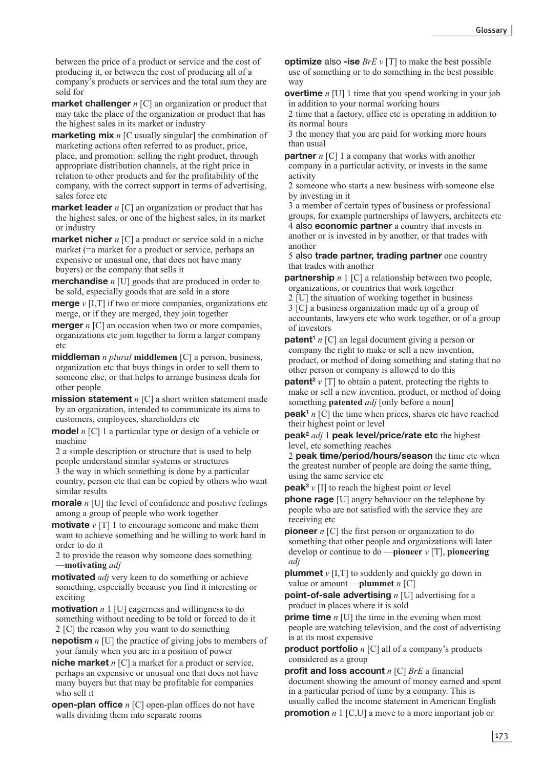between the price of a product or service and the cost of producing it, or between the cost of producing all of a company's products or services and the total sum they are sold for

**market challenger** *n* [C] an organization or product that may take the place of the organization or product that has the highest sales in its market or industry

**marketing mix** *n* [C usually singular] the combination of marketing actions often referred to as product, price, place, and promotion: selling the right product, through appropriate distribution channels, at the right price in relation to other products and for the profitability of the company, with the correct support in terms of advertising, sales force etc

**market leader** *n* [C] an organization or product that has the highest sales, or one of the highest sales, in its market or industry

**market nicher** *n* [C] a product or service sold in a niche market (=a market for a product or service, perhaps an expensive or unusual one, that does not have many buyers) or the company that sells it

**merchandise** *n* [U] goods that are produced in order to be sold, especially goods that are sold in a store

**merge** *v* [I,T] if two or more companies, organizations etc merge, or if they are merged, they join together

**merger** *n* [C] an occasion when two or more companies, organizations etc join together to form a larger company etc

**middleman** *n plural* **middlemen** [C] a person, business, organization etc that buys things in order to sell them to someone else, or that helps to arrange business deals for other people

**mission statement** *n* [C] a short written statement made by an organization, intended to communicate its aims to customers, employees, shareholders etc

**model** *n* [C] 1 a particular type or design of a vehicle or machine
2 a simple description or structure that is used to help people understand similar systems or structures
3 the way in which something is done by a particular country, person etc that can be copied by others who want similar results

**morale** *n* [U] the level of confidence and positive feelings among a group of people who work together

**motivate** *v* [T] 1 to encourage someone and make them want to achieve something and be willing to work hard in order to do it
2 to provide the reason why someone does something —**motivating** *adj*

**motivated** *adj* very keen to do something or achieve something, especially because you find it interesting or exciting

**motivation** *n* 1 [U] eagerness and willingness to do something without needing to be told or forced to do it
2 [C] the reason why you want to do something

**nepotism** *n* [U] the practice of giving jobs to members of your family when you are in a position of power

**niche market** *n* [C] a market for a product or service, perhaps an expensive or unusual one that does not have many buyers but that may be profitable for companies who sell it

**open-plan office** *n* [C] open-plan offices do not have walls dividing them into separate rooms

**optimize** also **-ise** *BrE v* [T] to make the best possible use of something or to do something in the best possible way

**overtime** *n* [U] 1 time that you spend working in your job in addition to your normal working hours
2 time that a factory, office etc is operating in addition to its normal hours
3 the money that you are paid for working more hours than usual

**partner** *n* [C] 1 a company that works with another company in a particular activity, or invests in the same activity
2 someone who starts a new business with someone else by investing in it
3 a member of certain types of business or professional groups, for example partnerships of lawyers, architects etc
4 also **economic partner** a country that invests in another or is invested in by another, or that trades with another
5 also **trade partner, trading partner** one country that trades with another

**partnership** *n* 1 [C] a relationship between two people, organizations, or countries that work together
2 [U] the situation of working together in business
3 [C] a business organization made up of a group of accountants, lawyers etc who work together, or of a group of investors

**patent**[1] *n* [C] an legal document giving a person or company the right to make or sell a new invention, product, or method of doing something and stating that no other person or company is allowed to do this

**patent**[2] *v* [T] to obtain a patent, protecting the rights to make or sell a new invention, product, or method of doing something **patented** *adj* [only before a noun]

**peak**[1] *n* [C] the time when prices, shares etc have reached their highest point or level

**peak**[2] *adj* 1 **peak level/price/rate etc** the highest level, etc something reaches
2 **peak time/period/hours/season** the time etc when the greatest number of people are doing the same thing, using the same service etc

**peak**[3] *v* [I] to reach the highest point or level

**phone rage** [U] angry behaviour on the telephone by people who are not satisfied with the service they are receiving etc

**pioneer** *n* [C] the first person or organization to do something that other people and organizations will later develop or continue to do —**pioneer** *v* [T], **pioneering** *adj*

**plummet** *v* [I,T] to suddenly and quickly go down in value or amount —**plummet** *n* [C]

**point-of-sale advertising** *n* [U] advertising for a product in places where it is sold

**prime time** *n* [U] the time in the evening when most people are watching television, and the cost of advertising is at its most expensive

**product portfolio** *n* [C] all of a company's products considered as a group

**profit and loss account** *n* [C] *BrE* a financial document showing the amount of money earned and spent in a particular period of time by a company. This is usually called the income statement in American English

**promotion** *n* 1 [C,U] a move to a more important job or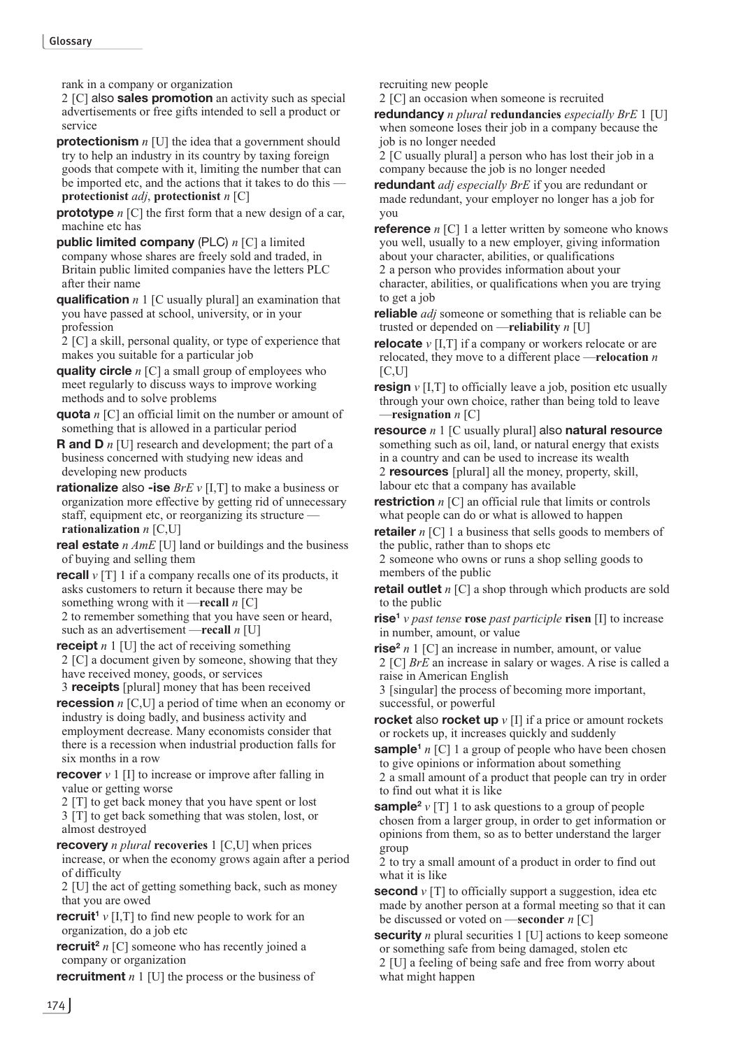rank in a company or organization

2 [C] also **sales promotion** an activity such as special advertisements or free gifts intended to sell a product or service

**protectionism** *n* [U] the idea that a government should try to help an industry in its country by taxing foreign goods that compete with it, limiting the number that can be imported etc, and the actions that it takes to do this — **protectionist** *adj*, **protectionist** *n* [C]

**prototype** *n* [C] the first form that a new design of a car, machine etc has

**public limited company** (PLC) *n* [C] a limited company whose shares are freely sold and traded, in Britain public limited companies have the letters PLC after their name

**qualification** *n* 1 [C usually plural] an examination that you have passed at school, university, or in your profession

2 [C] a skill, personal quality, or type of experience that makes you suitable for a particular job

**quality circle** *n* [C] a small group of employees who meet regularly to discuss ways to improve working methods and to solve problems

**quota** *n* [C] an official limit on the number or amount of something that is allowed in a particular period

**R and D** *n* [U] research and development; the part of a business concerned with studying new ideas and developing new products

**rationalize** also **-ise** *BrE v* [I,T] to make a business or organization more effective by getting rid of unnecessary staff, equipment etc, or reorganizing its structure — **rationalization** *n* [C,U]

**real estate** *n AmE* [U] land or buildings and the business of buying and selling them

**recall** *v* [T] 1 if a company recalls one of its products, it asks customers to return it because there may be something wrong with it —**recall** *n* [C]

2 to remember something that you have seen or heard, such as an advertisement —**recall** *n* [U]

**receipt** *n* 1 [U] the act of receiving something

2 [C] a document given by someone, showing that they have received money, goods, or services

3 **receipts** [plural] money that has been received

**recession** *n* [C,U] a period of time when an economy or industry is doing badly, and business activity and employment decrease. Many economists consider that there is a recession when industrial production falls for six months in a row

**recover** *v* 1 [I] to increase or improve after falling in value or getting worse

2 [T] to get back money that you have spent or lost

3 [T] to get back something that was stolen, lost, or almost destroyed

**recovery** *n plural* **recoveries** 1 [C,U] when prices increase, or when the economy grows again after a period of difficulty

2 [U] the act of getting something back, such as money that you are owed

**recruit**[1] *v* [I,T] to find new people to work for an organization, do a job etc

**recruit**[2] *n* [C] someone who has recently joined a company or organization

**recruitment** *n* 1 [U] the process or the business of recruiting new people

2 [C] an occasion when someone is recruited

**redundancy** *n plural* **redundancies** *especially BrE* 1 [U] when someone loses their job in a company because the job is no longer needed

2 [C usually plural] a person who has lost their job in a company because the job is no longer needed

**redundant** *adj especially BrE* if you are redundant or made redundant, your employer no longer has a job for you

**reference** *n* [C] 1 a letter written by someone who knows you well, usually to a new employer, giving information about your character, abilities, or qualifications

2 a person who provides information about your character, abilities, or qualifications when you are trying to get a job

**reliable** *adj* someone or something that is reliable can be trusted or depended on —**reliability** *n* [U]

**relocate** *v* [I,T] if a company or workers relocate or are relocated, they move to a different place —**relocation** *n* [C,U]

**resign** *v* [I,T] to officially leave a job, position etc usually through your own choice, rather than being told to leave —**resignation** *n* [C]

**resource** *n* 1 [C usually plural] also **natural resource** something such as oil, land, or natural energy that exists in a country and can be used to increase its wealth

2 **resources** [plural] all the money, property, skill, labour etc that a company has available

**restriction** *n* [C] an official rule that limits or controls what people can do or what is allowed to happen

**retailer** *n* [C] 1 a business that sells goods to members of the public, rather than to shops etc

2 someone who owns or runs a shop selling goods to members of the public

**retail outlet** *n* [C] a shop through which products are sold to the public

**rise**[1] *v past tense* **rose** *past participle* **risen** [I] to increase in number, amount, or value

**rise**[2] *n* 1 [C] an increase in number, amount, or value

2 [C] *BrE* an increase in salary or wages. A rise is called a raise in American English

3 [singular] the process of becoming more important, successful, or powerful

**rocket** also **rocket up** *v* [I] if a price or amount rockets or rockets up, it increases quickly and suddenly

**sample**[1] *n* [C] 1 a group of people who have been chosen to give opinions or information about something

2 a small amount of a product that people can try in order to find out what it is like

**sample**[2] *v* [T] 1 to ask questions to a group of people chosen from a larger group, in order to get information or opinions from them, so as to better understand the larger group

2 to try a small amount of a product in order to find out what it is like

**second** *v* [T] to officially support a suggestion, idea etc made by another person at a formal meeting so that it can be discussed or voted on —**seconder** *n* [C]

**security** *n* plural securities 1 [U] actions to keep someone or something safe from being damaged, stolen etc

2 [U] a feeling of being safe and free from worry about what might happen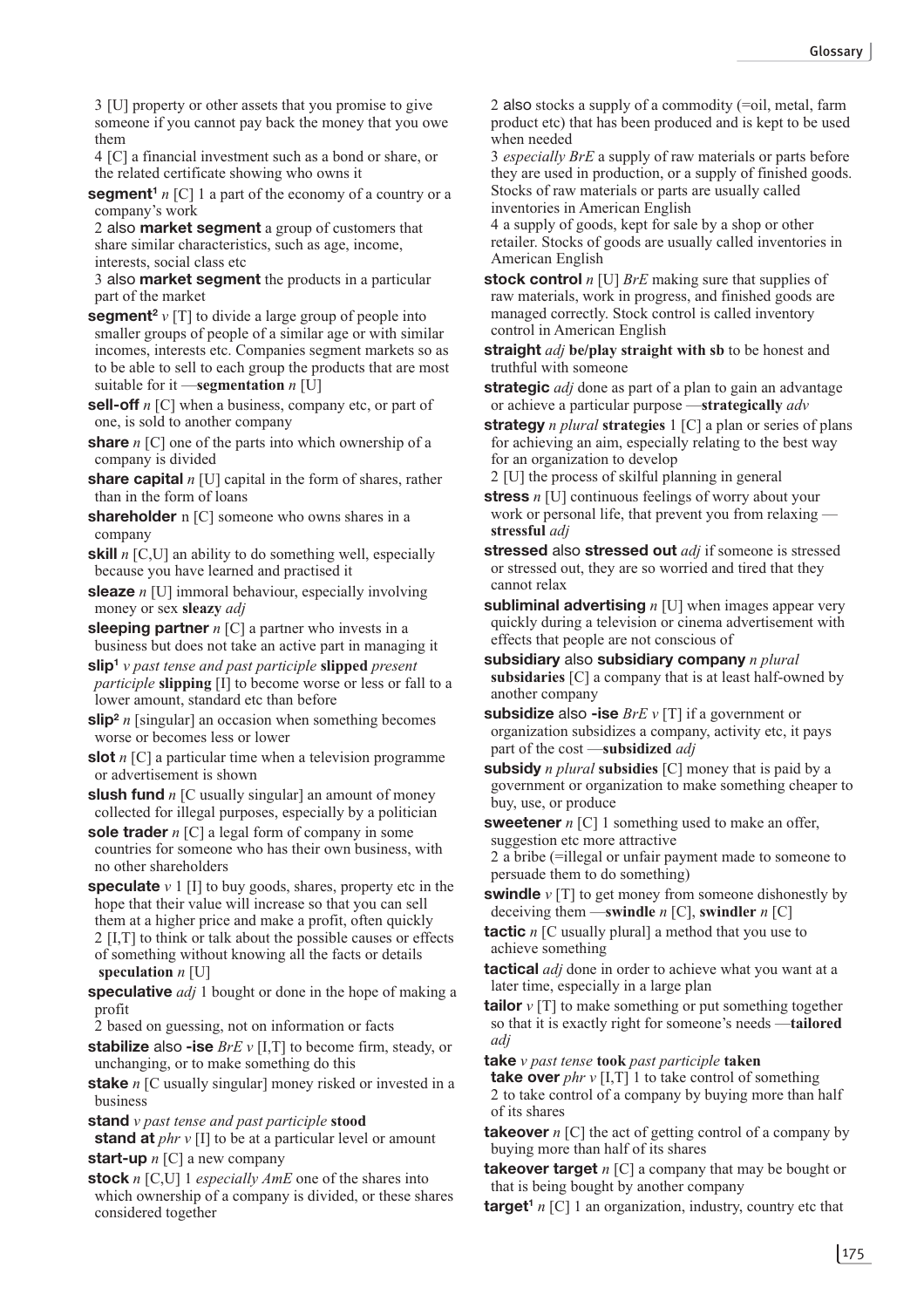3 [U] property or other assets that you promise to give someone if you cannot pay back the money that you owe them

4 [C] a financial investment such as a bond or share, or the related certificate showing who owns it

**segment**[1] *n* [C] 1 a part of the economy of a country or a company's work

2 also **market segment** a group of customers that share similar characteristics, such as age, income, interests, social class etc

3 also **market segment** the products in a particular part of the market

**segment**[2] *v* [T] to divide a large group of people into smaller groups of people of a similar age or with similar incomes, interests etc. Companies segment markets so as to be able to sell to each group the products that are most suitable for it —**segmentation** *n* [U]

**sell-off** *n* [C] when a business, company etc, or part of one, is sold to another company

**share** *n* [C] one of the parts into which ownership of a company is divided

**share capital** *n* [U] capital in the form of shares, rather than in the form of loans

**shareholder** n [C] someone who owns shares in a company

**skill** *n* [C,U] an ability to do something well, especially because you have learned and practised it

**sleaze** *n* [U] immoral behaviour, especially involving money or sex **sleazy** *adj*

**sleeping partner** *n* [C] a partner who invests in a business but does not take an active part in managing it

**slip**[1] *v past tense and past participle* **slipped** *present participle* **slipping** [I] to become worse or less or fall to a lower amount, standard etc than before

**slip**[2] *n* [singular] an occasion when something becomes worse or becomes less or lower

**slot** *n* [C] a particular time when a television programme or advertisement is shown

**slush fund** *n* [C usually singular] an amount of money collected for illegal purposes, especially by a politician

**sole trader** *n* [C] a legal form of company in some countries for someone who has their own business, with no other shareholders

**speculate** *v* 1 [I] to buy goods, shares, property etc in the hope that their value will increase so that you can sell them at a higher price and make a profit, often quickly

2 [I,T] to think or talk about the possible causes or effects of something without knowing all the facts or details **speculation** *n* [U]

**speculative** *adj* 1 bought or done in the hope of making a profit

2 based on guessing, not on information or facts

**stabilize** also **-ise** *BrE v* [I,T] to become firm, steady, or unchanging, or to make something do this

**stake** *n* [C usually singular] money risked or invested in a business

**stand** *v past tense and past participle* **stood**

**stand at** *phr v* [I] to be at a particular level or amount

**start-up** *n* [C] a new company

**stock** *n* [C,U] 1 *especially AmE* one of the shares into which ownership of a company is divided, or these shares considered together

2 also stocks a supply of a commodity (=oil, metal, farm product etc) that has been produced and is kept to be used when needed

3 *especially BrE* a supply of raw materials or parts before they are used in production, or a supply of finished goods. Stocks of raw materials or parts are usually called inventories in American English

4 a supply of goods, kept for sale by a shop or other retailer. Stocks of goods are usually called inventories in American English

**stock control** *n* [U] *BrE* making sure that supplies of raw materials, work in progress, and finished goods are managed correctly. Stock control is called inventory control in American English

**straight** *adj* **be/play straight with sb** to be honest and truthful with someone

**strategic** *adj* done as part of a plan to gain an advantage or achieve a particular purpose —**strategically** *adv*

**strategy** *n plural* **strategies** 1 [C] a plan or series of plans for achieving an aim, especially relating to the best way for an organization to develop

2 [U] the process of skilful planning in general

**stress** *n* [U] continuous feelings of worry about your work or personal life, that prevent you from relaxing — **stressful** *adj*

**stressed** also **stressed out** *adj* if someone is stressed or stressed out, they are so worried and tired that they cannot relax

**subliminal advertising** *n* [U] when images appear very quickly during a television or cinema advertisement with effects that people are not conscious of

**subsidiary** also **subsidiary company** *n plural* **subsidaries** [C] a company that is at least half-owned by another company

**subsidize** also **-ise** *BrE v* [T] if a government or organization subsidizes a company, activity etc, it pays part of the cost —**subsidized** *adj*

**subsidy** *n plural* **subsidies** [C] money that is paid by a government or organization to make something cheaper to buy, use, or produce

**sweetener** *n* [C] 1 something used to make an offer, suggestion etc more attractive

2 a bribe (=illegal or unfair payment made to someone to persuade them to do something)

**swindle** *v* [T] to get money from someone dishonestly by deceiving them —**swindle** *n* [C], **swindler** *n* [C]

**tactic** *n* [C usually plural] a method that you use to achieve something

**tactical** *adj* done in order to achieve what you want at a later time, especially in a large plan

**tailor** *v* [T] to make something or put something together so that it is exactly right for someone's needs —**tailored** *adj*

**take** *v past tense* **took** *past participle* **taken**

**take over** *phr v* [I,T] 1 to take control of something

2 to take control of a company by buying more than half of its shares

**takeover** *n* [C] the act of getting control of a company by buying more than half of its shares

**takeover target** *n* [C] a company that may be bought or that is being bought by another company

**target**[1] *n* [C] 1 an organization, industry, country etc that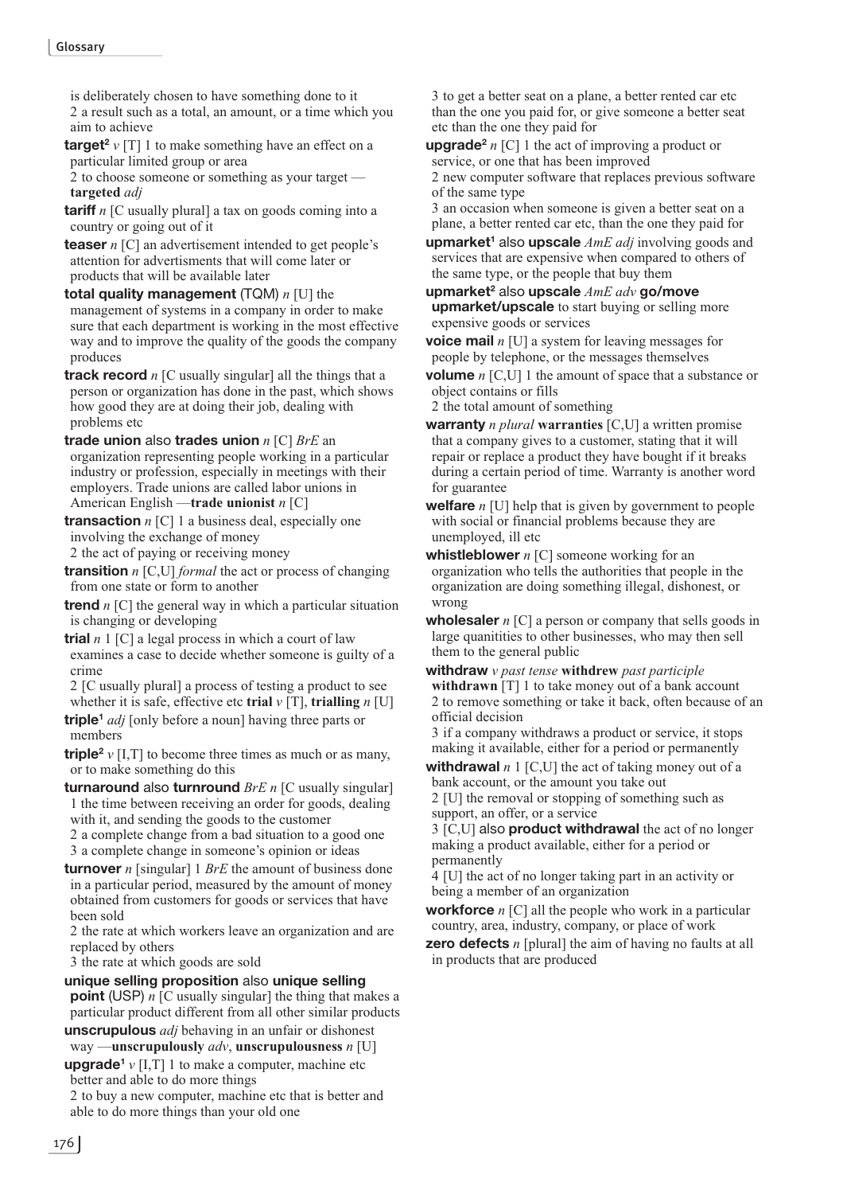is deliberately chosen to have something done to it
2 a result such as a total, an amount, or a time which you aim to achieve

**target²** *v* [T] 1 to make something have an effect on a particular limited group or area
2 to choose someone or something as your target — **targeted** *adj*

**tariff** *n* [C usually plural] a tax on goods coming into a country or going out of it

**teaser** *n* [C] an advertisement intended to get people's attention for advertisments that will come later or products that will be available later

**total quality management** (TQM) *n* [U] the management of systems in a company in order to make sure that each department is working in the most effective way and to improve the quality of the goods the company produces

**track record** *n* [C usually singular] all the things that a person or organization has done in the past, which shows how good they are at doing their job, dealing with problems etc

**trade union** also **trades union** *n* [C] *BrE* an organization representing people working in a particular industry or profession, especially in meetings with their employers. Trade unions are called labor unions in American English —**trade unionist** *n* [C]

**transaction** *n* [C] 1 a business deal, especially one involving the exchange of money
2 the act of paying or receiving money

**transition** *n* [C,U] *formal* the act or process of changing from one state or form to another

**trend** *n* [C] the general way in which a particular situation is changing or developing

**trial** *n* 1 [C] a legal process in which a court of law examines a case to decide whether someone is guilty of a crime
2 [C usually plural] a process of testing a product to see whether it is safe, effective etc **trial** *v* [T], **trialling** *n* [U]

**triple¹** *adj* [only before a noun] having three parts or members

**triple²** *v* [I,T] to become three times as much or as many, or to make something do this

**turnaround** also **turnround** *BrE n* [C usually singular] 1 the time between receiving an order for goods, dealing with it, and sending the goods to the customer
2 a complete change from a bad situation to a good one
3 a complete change in someone's opinion or ideas

**turnover** *n* [singular] 1 *BrE* the amount of business done in a particular period, measured by the amount of money obtained from customers for goods or services that have been sold
2 the rate at which workers leave an organization and are replaced by others
3 the rate at which goods are sold

**unique selling proposition** also **unique selling point** (USP) *n* [C usually singular] the thing that makes a particular product different from all other similar products

**unscrupulous** *adj* behaving in an unfair or dishonest way —**unscrupulously** *adv*, **unscrupulousness** *n* [U]

**upgrade¹** *v* [I,T] 1 to make a computer, machine etc better and able to do more things
2 to buy a new computer, machine etc that is better and able to do more things than your old one
3 to get a better seat on a plane, a better rented car etc than the one you paid for, or give someone a better seat etc than the one they paid for

**upgrade²** *n* [C] 1 the act of improving a product or service, or one that has been improved
2 new computer software that replaces previous software of the same type
3 an occasion when someone is given a better seat on a plane, a better rented car etc, than the one they paid for

**upmarket¹** also **upscale** *AmE adj* involving goods and services that are expensive when compared to others of the same type, or the people that buy them

**upmarket²** also **upscale** *AmE adv* **go/move upmarket/upscale** to start buying or selling more expensive goods or services

**voice mail** *n* [U] a system for leaving messages for people by telephone, or the messages themselves

**volume** *n* [C,U] 1 the amount of space that a substance or object contains or fills
2 the total amount of something

**warranty** *n plural* **warranties** [C,U] a written promise that a company gives to a customer, stating that it will repair or replace a product they have bought if it breaks during a certain period of time. Warranty is another word for guarantee

**welfare** *n* [U] help that is given by government to people with social or financial problems because they are unemployed, ill etc

**whistleblower** *n* [C] someone working for an organization who tells the authorities that people in the organization are doing something illegal, dishonest, or wrong

**wholesaler** *n* [C] a person or company that sells goods in large quanitities to other businesses, who may then sell them to the general public

**withdraw** *v past tense* **withdrew** *past participle* **withdrawn** [T] 1 to take money out of a bank account
2 to remove something or take it back, often because of an official decision
3 if a company withdraws a product or service, it stops making it available, either for a period or permanently

**withdrawal** *n* 1 [C,U] the act of taking money out of a bank account, or the amount you take out
2 [U] the removal or stopping of something such as support, an offer, or a service
3 [C,U] also **product withdrawal** the act of no longer making a product available, either for a period or permanently
4 [U] the act of no longer taking part in an activity or being a member of an organization

**workforce** *n* [C] all the people who work in a particular country, area, industry, company, or place of work

**zero defects** *n* [plural] the aim of having no faults at all in products that are produced